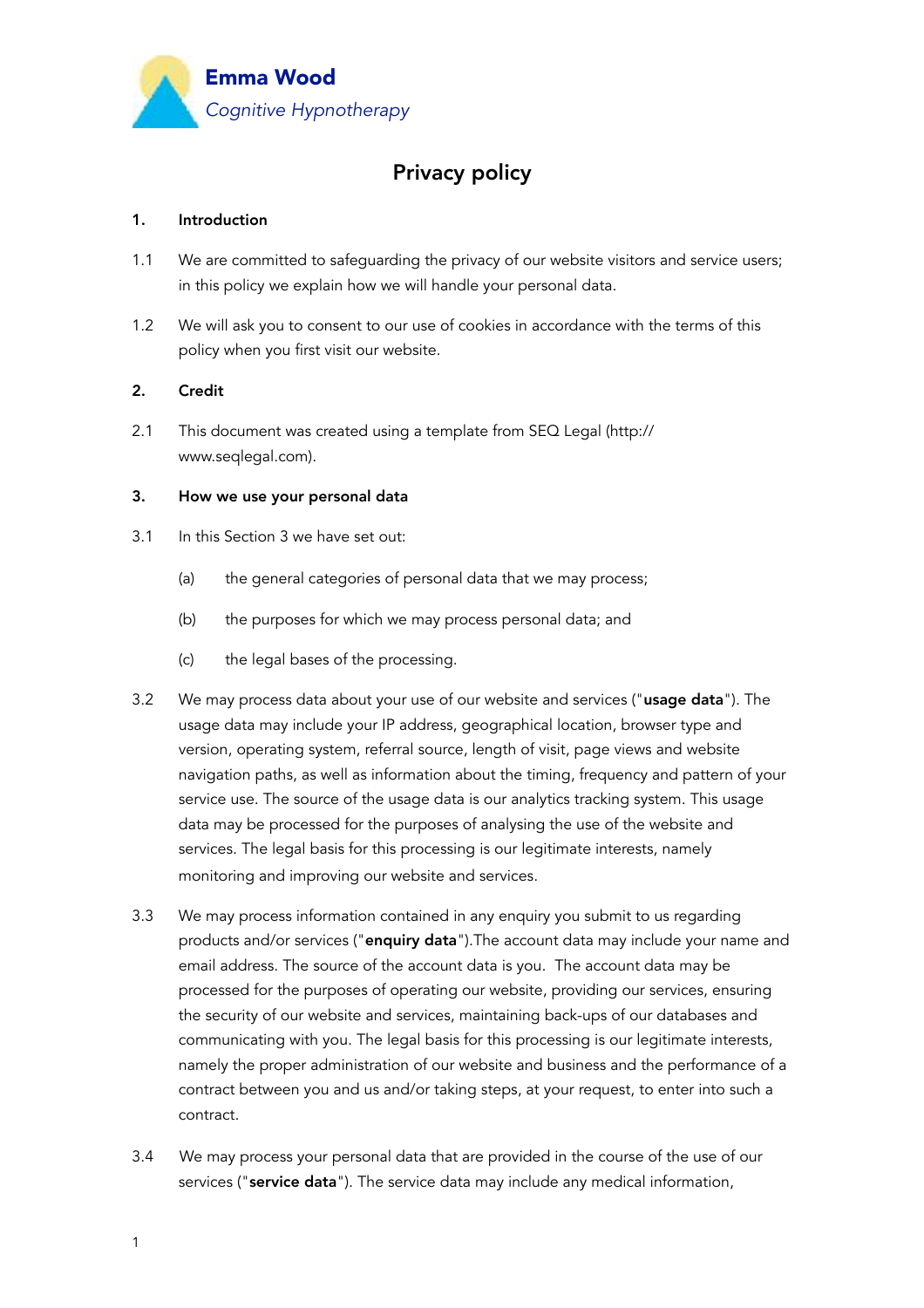**Emma Wood**
*Cognitive Hypnotherapy*

# Privacy policy

## 1. Introduction

1.1 We are committed to safeguarding the privacy of our website visitors and service users; in this policy we explain how we will handle your personal data.

1.2 We will ask you to consent to our use of cookies in accordance with the terms of this policy when you first visit our website.

## 2. Credit

2.1 This document was created using a template from SEQ Legal (http://www.seqlegal.com).

## 3. How we use your personal data

3.1 In this Section 3 we have set out:

(a) the general categories of personal data that we may process;

(b) the purposes for which we may process personal data; and

(c) the legal bases of the processing.

3.2 We may process data about your use of our website and services ("**usage data**"). The usage data may include your IP address, geographical location, browser type and version, operating system, referral source, length of visit, page views and website navigation paths, as well as information about the timing, frequency and pattern of your service use. The source of the usage data is our analytics tracking system. This usage data may be processed for the purposes of analysing the use of the website and services. The legal basis for this processing is our legitimate interests, namely monitoring and improving our website and services.

3.3 We may process information contained in any enquiry you submit to us regarding products and/or services ("**enquiry data**").The account data may include your name and email address. The source of the account data is you. The account data may be processed for the purposes of operating our website, providing our services, ensuring the security of our website and services, maintaining back-ups of our databases and communicating with you. The legal basis for this processing is our legitimate interests, namely the proper administration of our website and business and the performance of a contract between you and us and/or taking steps, at your request, to enter into such a contract.

3.4 We may process your personal data that are provided in the course of the use of our services ("**service data**"). The service data may include any medical information,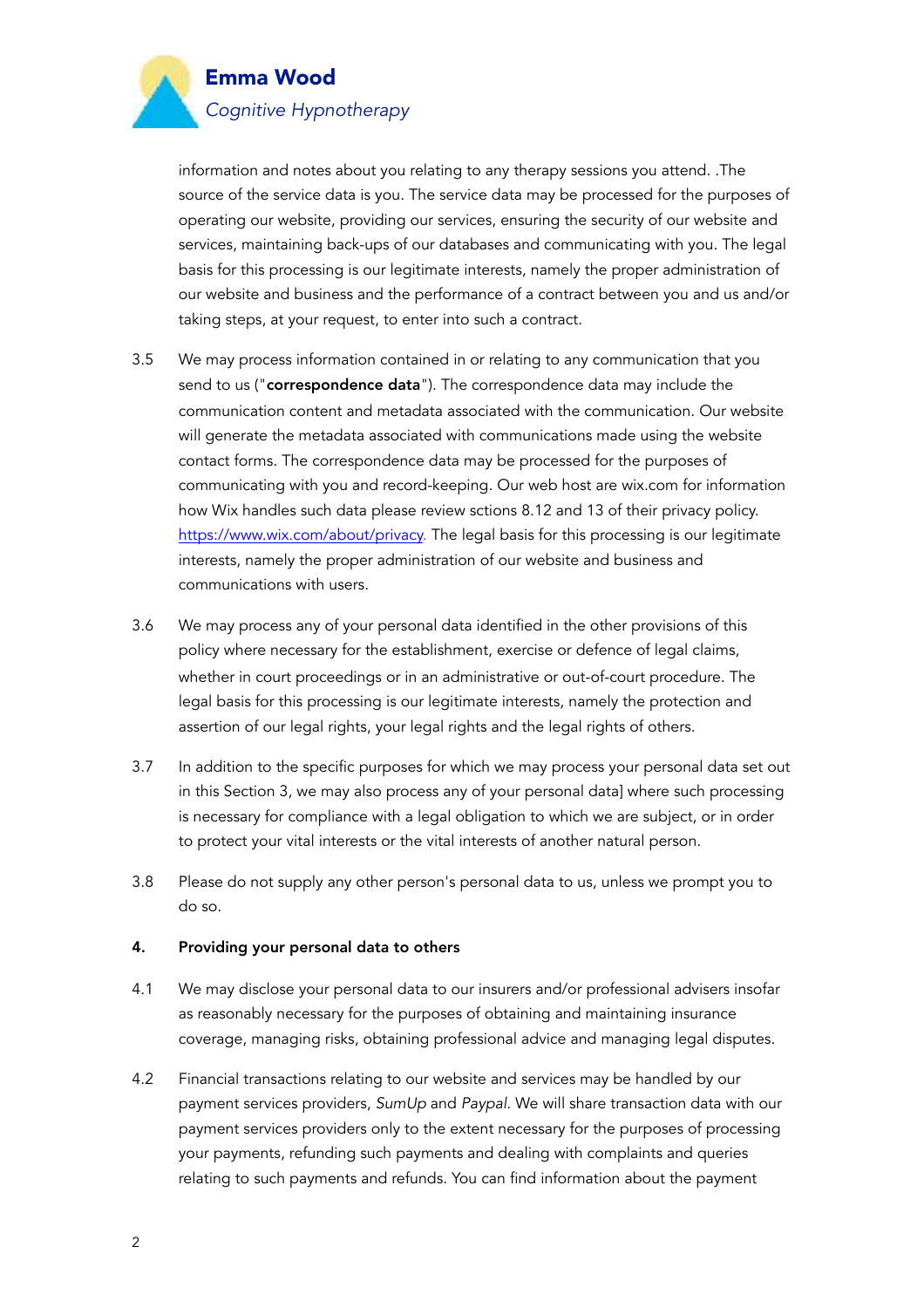information and notes about you relating to any therapy sessions you attend. .The source of the service data is you. The service data may be processed for the purposes of operating our website, providing our services, ensuring the security of our website and services, maintaining back-ups of our databases and communicating with you. The legal basis for this processing is our legitimate interests, namely the proper administration of our website and business and the performance of a contract between you and us and/or taking steps, at your request, to enter into such a contract.

3.5 We may process information contained in or relating to any communication that you send to us ("**correspondence data**"). The correspondence data may include the communication content and metadata associated with the communication. Our website will generate the metadata associated with communications made using the website contact forms. The correspondence data may be processed for the purposes of communicating with you and record-keeping. Our web host are wix.com for information how Wix handles such data please review sctions 8.12 and 13 of their privacy policy. [https://www.wix.com/about/privacy](https://www.wix.com/about/privacy). The legal basis for this processing is our legitimate interests, namely the proper administration of our website and business and communications with users.

3.6 We may process any of your personal data identified in the other provisions of this policy where necessary for the establishment, exercise or defence of legal claims, whether in court proceedings or in an administrative or out-of-court procedure. The legal basis for this processing is our legitimate interests, namely the protection and assertion of our legal rights, your legal rights and the legal rights of others.

3.7 In addition to the specific purposes for which we may process your personal data set out in this Section 3, we may also process any of your personal data] where such processing is necessary for compliance with a legal obligation to which we are subject, or in order to protect your vital interests or the vital interests of another natural person.

3.8 Please do not supply any other person's personal data to us, unless we prompt you to do so.

## 4. Providing your personal data to others

4.1 We may disclose your personal data to our insurers and/or professional advisers insofar as reasonably necessary for the purposes of obtaining and maintaining insurance coverage, managing risks, obtaining professional advice and managing legal disputes.

4.2 Financial transactions relating to our website and services may be handled by our payment services providers, *SumUp* and *Paypal*. We will share transaction data with our payment services providers only to the extent necessary for the purposes of processing your payments, refunding such payments and dealing with complaints and queries relating to such payments and refunds. You can find information about the payment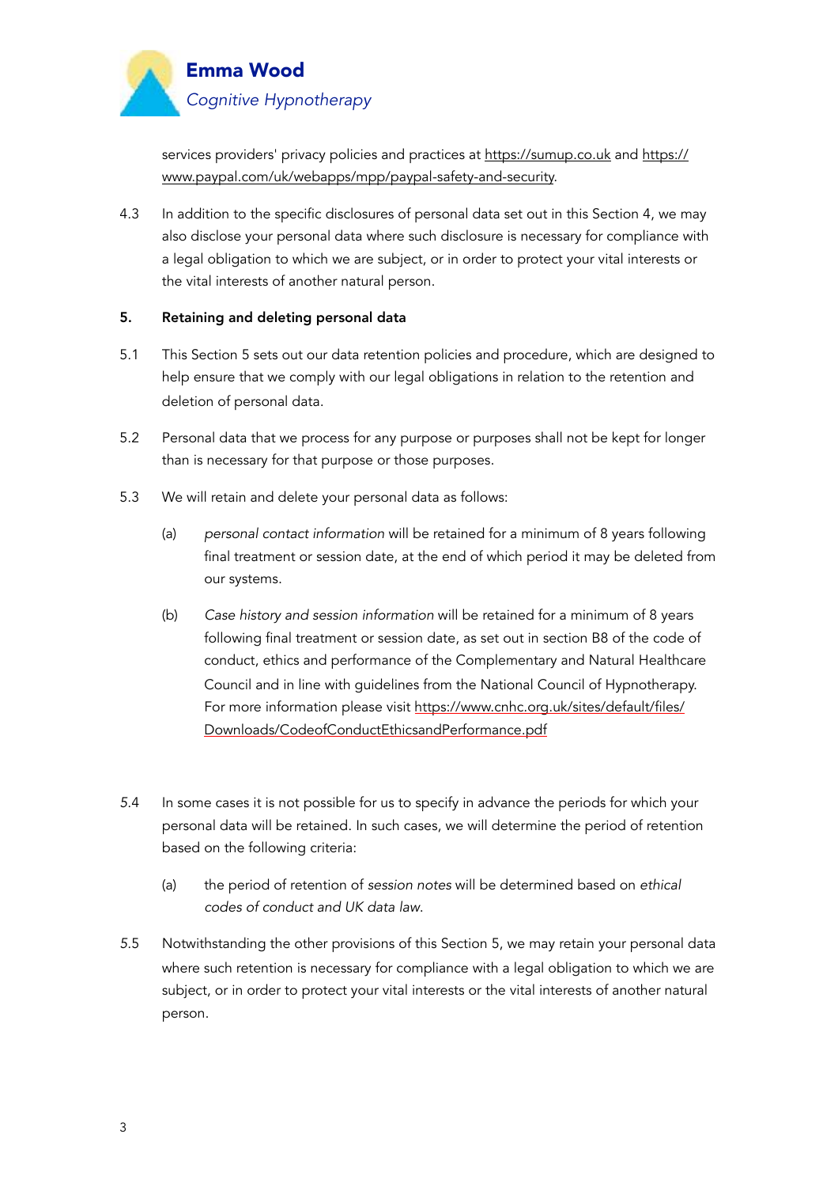services providers' privacy policies and practices at https://sumup.co.uk and https://www.paypal.com/uk/webapps/mpp/paypal-safety-and-security.

4.3 In addition to the specific disclosures of personal data set out in this Section 4, we may also disclose your personal data where such disclosure is necessary for compliance with a legal obligation to which we are subject, or in order to protect your vital interests or the vital interests of another natural person.

## 5. Retaining and deleting personal data

5.1 This Section 5 sets out our data retention policies and procedure, which are designed to help ensure that we comply with our legal obligations in relation to the retention and deletion of personal data.

5.2 Personal data that we process for any purpose or purposes shall not be kept for longer than is necessary for that purpose or those purposes.

5.3 We will retain and delete your personal data as follows:

(a) *personal contact information* will be retained for a minimum of 8 years following final treatment or session date, at the end of which period it may be deleted from our systems.

(b) *Case history and session information* will be retained for a minimum of 8 years following final treatment or session date, as set out in section B8 of the code of conduct, ethics and performance of the Complementary and Natural Healthcare Council and in line with guidelines from the National Council of Hypnotherapy. For more information please visit https://www.cnhc.org.uk/sites/default/files/Downloads/CodeofConductEthicsandPerformance.pdf

5.4 In some cases it is not possible for us to specify in advance the periods for which your personal data will be retained. In such cases, we will determine the period of retention based on the following criteria:

(a) the period of retention of *session notes* will be determined based on *ethical codes of conduct and UK data law.*

5.5 Notwithstanding the other provisions of this Section 5, we may retain your personal data where such retention is necessary for compliance with a legal obligation to which we are subject, or in order to protect your vital interests or the vital interests of another natural person.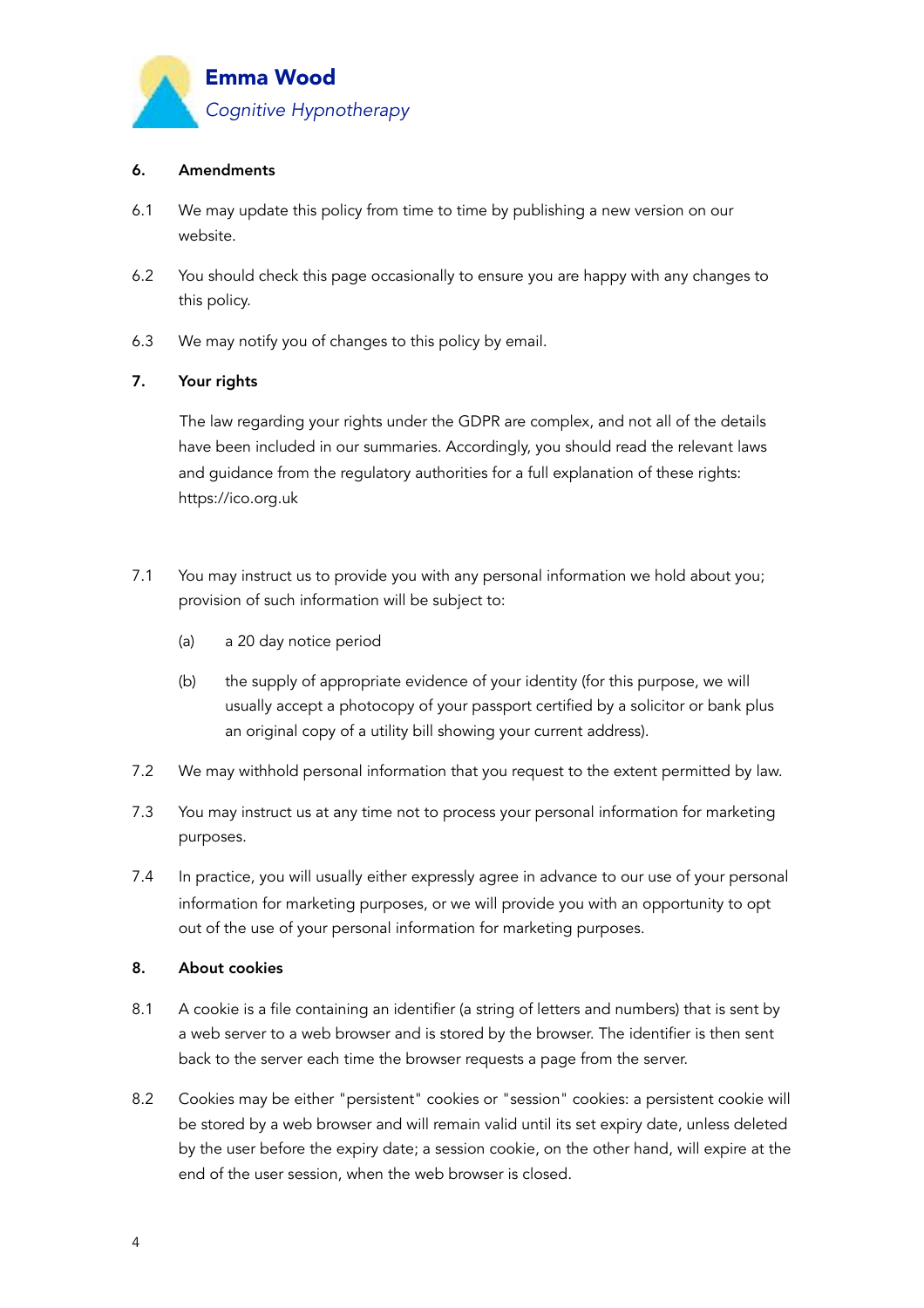## 6. Amendments

6.1 We may update this policy from time to time by publishing a new version on our website.

6.2 You should check this page occasionally to ensure you are happy with any changes to this policy.

6.3 We may notify you of changes to this policy by email.

## 7. Your rights

The law regarding your rights under the GDPR are complex, and not all of the details have been included in our summaries. Accordingly, you should read the relevant laws and guidance from the regulatory authorities for a full explanation of these rights: https://ico.org.uk

7.1 You may instruct us to provide you with any personal information we hold about you; provision of such information will be subject to:

(a) a 20 day notice period

(b) the supply of appropriate evidence of your identity (for this purpose, we will usually accept a photocopy of your passport certified by a solicitor or bank plus an original copy of a utility bill showing your current address).

7.2 We may withhold personal information that you request to the extent permitted by law.

7.3 You may instruct us at any time not to process your personal information for marketing purposes.

7.4 In practice, you will usually either expressly agree in advance to our use of your personal information for marketing purposes, or we will provide you with an opportunity to opt out of the use of your personal information for marketing purposes.

## 8. About cookies

8.1 A cookie is a file containing an identifier (a string of letters and numbers) that is sent by a web server to a web browser and is stored by the browser. The identifier is then sent back to the server each time the browser requests a page from the server.

8.2 Cookies may be either "persistent" cookies or "session" cookies: a persistent cookie will be stored by a web browser and will remain valid until its set expiry date, unless deleted by the user before the expiry date; a session cookie, on the other hand, will expire at the end of the user session, when the web browser is closed.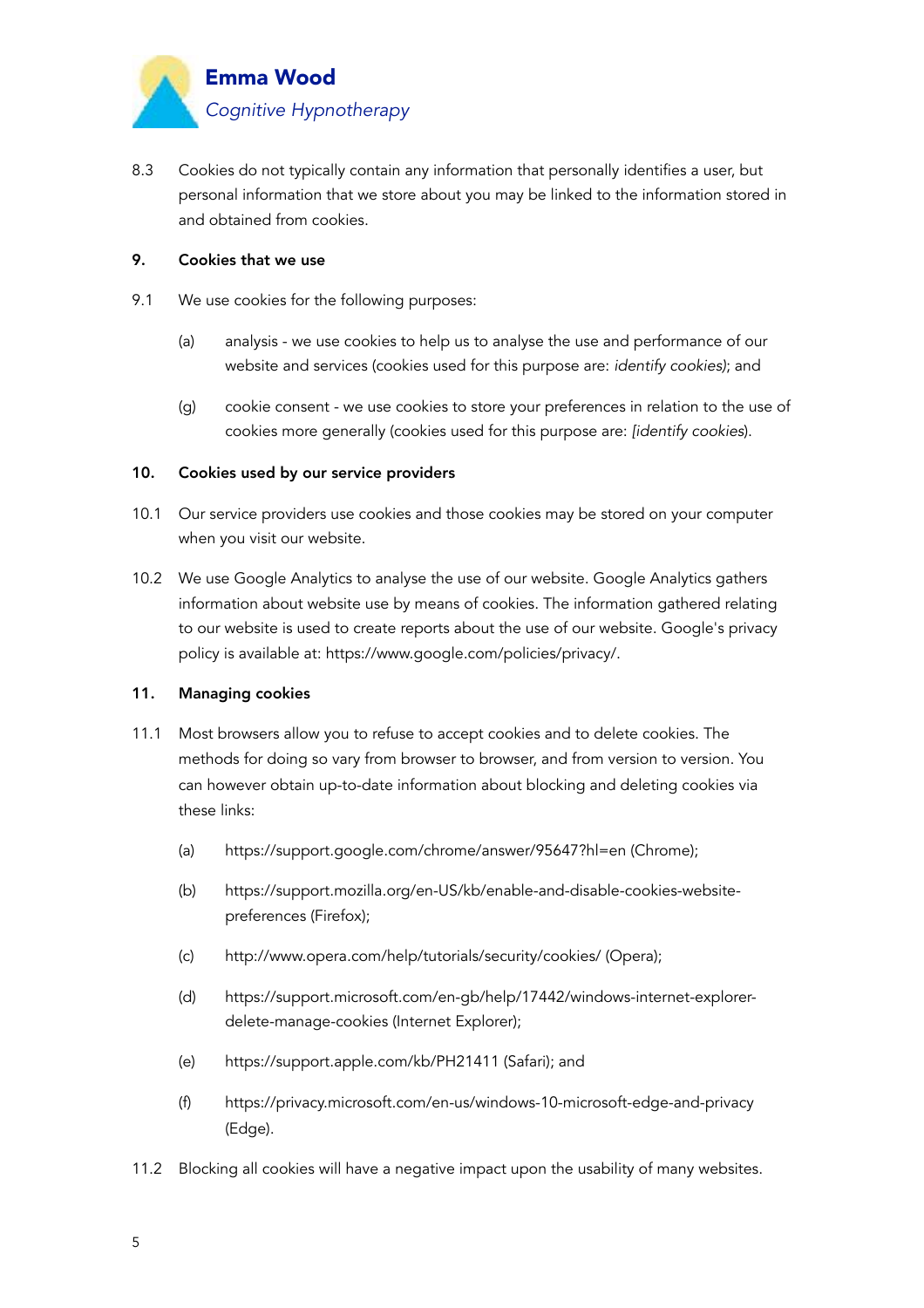8.3 Cookies do not typically contain any information that personally identifies a user, but personal information that we store about you may be linked to the information stored in and obtained from cookies.

**9. Cookies that we use**

9.1 We use cookies for the following purposes:

(a) analysis - we use cookies to help us to analyse the use and performance of our website and services (cookies used for this purpose are: *identify cookies*); and

(g) cookie consent - we use cookies to store your preferences in relation to the use of cookies more generally (cookies used for this purpose are: *[identify cookies*).

**10. Cookies used by our service providers**

10.1 Our service providers use cookies and those cookies may be stored on your computer when you visit our website.

10.2 We use Google Analytics to analyse the use of our website. Google Analytics gathers information about website use by means of cookies. The information gathered relating to our website is used to create reports about the use of our website. Google's privacy policy is available at: https://www.google.com/policies/privacy/.

**11. Managing cookies**

11.1 Most browsers allow you to refuse to accept cookies and to delete cookies. The methods for doing so vary from browser to browser, and from version to version. You can however obtain up-to-date information about blocking and deleting cookies via these links:

(a) https://support.google.com/chrome/answer/95647?hl=en (Chrome);

(b) https://support.mozilla.org/en-US/kb/enable-and-disable-cookies-website-preferences (Firefox);

(c) http://www.opera.com/help/tutorials/security/cookies/ (Opera);

(d) https://support.microsoft.com/en-gb/help/17442/windows-internet-explorer-delete-manage-cookies (Internet Explorer);

(e) https://support.apple.com/kb/PH21411 (Safari); and

(f) https://privacy.microsoft.com/en-us/windows-10-microsoft-edge-and-privacy (Edge).

11.2 Blocking all cookies will have a negative impact upon the usability of many websites.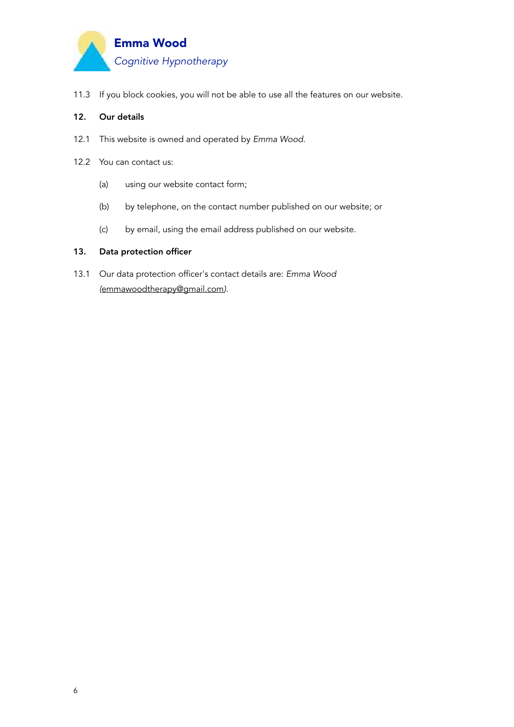11.3 If you block cookies, you will not be able to use all the features on our website.

## 12. Our details

12.1 This website is owned and operated by *Emma Wood.*

12.2 You can contact us:

(a) using our website contact form;

(b) by telephone, on the contact number published on our website; or

(c) by email, using the email address published on our website.

## 13. Data protection officer

13.1 Our data protection officer's contact details are: *Emma Wood (emmawoodtherapy@gmail.com)*.